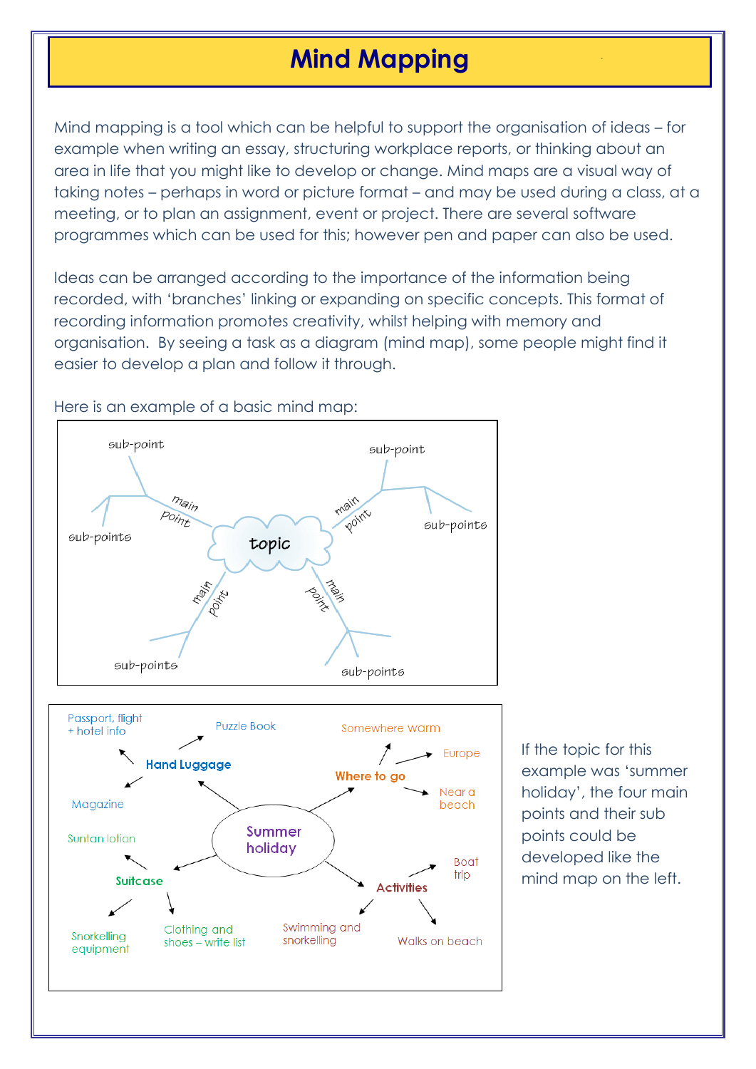# Mind Mapping

Mind mapping is a tool which can be helpful to support the organisation of ideas – for example when writing an essay, structuring workplace reports, or thinking about an area in life that you might like to develop or change. Mind maps are a visual way of taking notes – perhaps in word or picture format – and may be used during a class, at a meeting, or to plan an assignment, event or project. There are several software programmes which can be used for this; however pen and paper can also be used.

Ideas can be arranged according to the importance of the information being recorded, with 'branches' linking or expanding on specific concepts. This format of recording information promotes creativity, whilst helping with memory and organisation. By seeing a task as a diagram (mind map), some people might find it easier to develop a plan and follow it through.

Here is an example of a basic mind map:

- topic
  - main point
    - sub-point
    - sub-points
  - main point
    - sub-point
    - sub-points
  - main point
    - sub-points
  - main point
    - sub-points

- Summer holiday
  - Hand Luggage
    - Passport, flight + hotel info
    - Puzzle Book
    - Magazine
  - Where to go
    - Somewhere warm
    - Europe
    - Near a beach
  - Suitcase
    - Suntan lotion
    - Snorkelling equipment
    - Clothing and shoes – write list
  - Activities
    - Boat trip
    - Swimming and snorkelling
    - Walks on beach

If the topic for this example was 'summer holiday', the four main points and their sub points could be developed like the mind map on the left.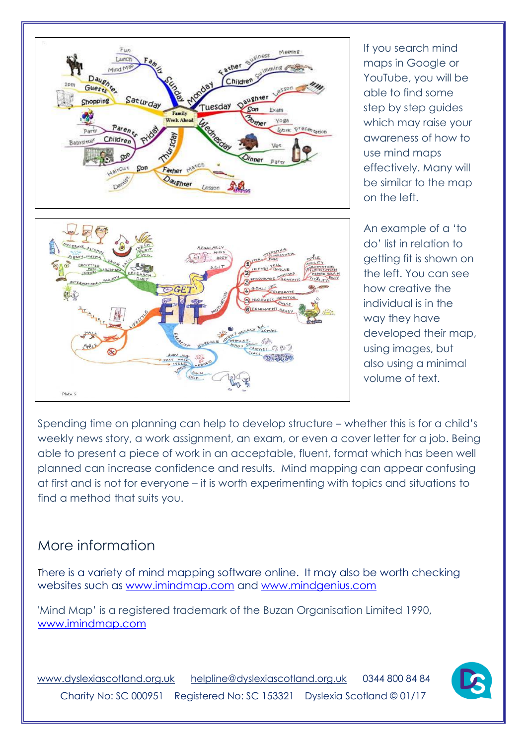If you search mind maps in Google or YouTube, you will be able to find some step by step guides which may raise your awareness of how to use mind maps effectively. Many will be similar to the map on the left.

An example of a 'to do' list in relation to getting fit is shown on the left. You can see how creative the individual is in the way they have developed their map, using images, but also using a minimal volume of text.

Spending time on planning can help to develop structure – whether this is for a child's weekly news story, a work assignment, an exam, or even a cover letter for a job. Being able to present a piece of work in an acceptable, fluent, format which has been well planned can increase confidence and results. Mind mapping can appear confusing at first and is not for everyone – it is worth experimenting with topics and situations to find a method that suits you.

## More information

There is a variety of mind mapping software online. It may also be worth checking websites such as www.imindmap.com and www.mindgenius.com

'Mind Map' is a registered trademark of the Buzan Organisation Limited 1990, www.imindmap.com

www.dyslexiascotland.org.uk helpline@dyslexiascotland.org.uk 0344 800 84 84
Charity No: SC 000951 Registered No: SC 153321 Dyslexia Scotland © 01/17